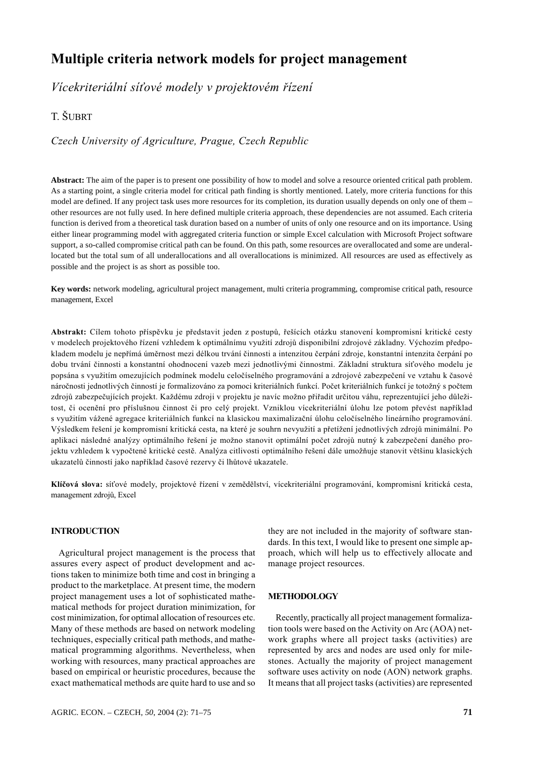# Multiple criteria network models for project management

*Vícekriteriální síťové modely v projektovém řízení*

T. ŠUBRT

*Czech University of Agriculture, Prague, Czech Republic*

**Abstract:** The aim of the paper is to present one possibility of how to model and solve a resource oriented critical path problem. As a starting point, a single criteria model for critical path finding is shortly mentioned. Lately, more criteria functions for this model are defined. If any project task uses more resources for its completion, its duration usually depends on only one of them – other resources are not fully used. In here defined multiple criteria approach, these dependencies are not assumed. Each criteria function is derived from a theoretical task duration based on a number of units of only one resource and on its importance. Using either linear programming model with aggregated criteria function or simple Excel calculation with Microsoft Project software support, a so-called compromise critical path can be found. On this path, some resources are overallocated and some are underallocated but the total sum of all underallocations and all overallocations is minimized. All resources are used as effectively as possible and the project is as short as possible too.

**Key words:** network modeling, agricultural project management, multi criteria programming, compromise critical path, resource management, Excel

**Abstrakt:** Cílem tohoto příspěvku je představit jeden z postupů, řešících otázku stanovení kompromisní kritické cesty v modelech projektového řízení vzhledem k optimálnímu využití zdrojů disponibilní zdrojové základny. Výchozím předpokladem modelu je nepřímá úměrnost mezi délkou trvání činnosti a intenzitou čerpání zdroje, konstantní intenzita čerpání po dobu trvání činnosti a konstantní ohodnocení vazeb mezi jednotlivými činnostmi. Základní struktura síťového modelu je popsána s využitím omezujících podmínek modelu celočíselného programování a zdrojové zabezpečení ve vztahu k časové náročnosti jednotlivých činností je formalizováno za pomoci kriteriálních funkcí. Počet kriteriálních funkcí je totožný s počtem zdrojů zabezpečujících projekt. Každému zdroji v projektu je navíc možno přiřadit určitou váhu, reprezentující jeho důležitost, či ocenění pro příslušnou činnost či pro celý projekt. Vzniklou vícekriteriální úlohu lze potom převést například s využitím vážené agregace kriteriálních funkcí na klasickou maximalizační úlohu celočíselného lineárního programování. Výsledkem řešení je kompromisní kritická cesta, na které je souhrn nevyužití a přetížení jednotlivých zdrojů minimální. Po aplikaci následné analýzy optimálního řešení je možno stanovit optimální počet zdrojů nutný k zabezpečení daného projektu vzhledem k vypočtené kritické cestě. Analýza citlivosti optimálního řešení dále umožňuje stanovit většinu klasických ukazatelů činností jako například časové rezervy či lhůtové ukazatele.

**Klíčová slova:** síťové modely, projektové řízení v zemědělství, vícekriteriální programování, kompromisní kritická cesta, management zdrojů, Excel

## INTRODUCTION

Agricultural project management is the process that assures every aspect of product development and actions taken to minimize both time and cost in bringing a product to the marketplace. At present time, the modern project management uses a lot of sophisticated mathematical methods for project duration minimization, for cost minimization, for optimal allocation of resources etc. Many of these methods are based on network modeling techniques, especially critical path methods, and mathematical programming algorithms. Nevertheless, when working with resources, many practical approaches are based on empirical or heuristic procedures, because the exact mathematical methods are quite hard to use and so they are not included in the majority of software standards. In this text, I would like to present one simple approach, which will help us to effectively allocate and manage project resources.

## METHODOLOGY

Recently, practically all project management formalization tools were based on the Activity on Arc (AOA) network graphs where all project tasks (activities) are represented by arcs and nodes are used only for milestones. Actually the majority of project management software uses activity on node (AON) network graphs. It means that all project tasks (activities) are represented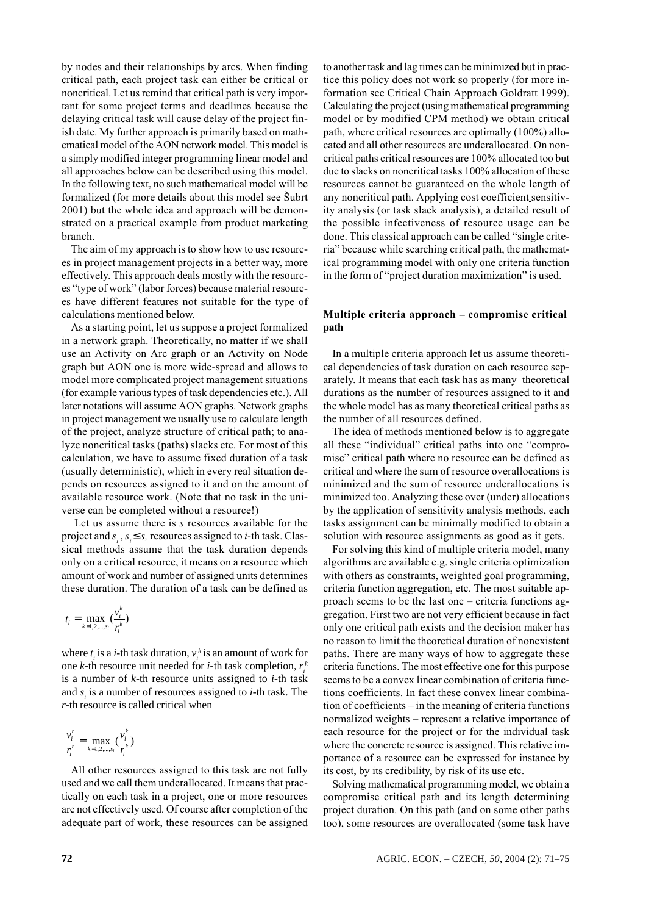by nodes and their relationships by arcs. When finding critical path, each project task can either be critical or noncritical. Let us remind that critical path is very important for some project terms and deadlines because the delaying critical task will cause delay of the project finish date. My further approach is primarily based on mathematical model of the AON network model. This model is a simply modified integer programming linear model and all approaches below can be described using this model. In the following text, no such mathematical model will be formalized (for more details about this model see Šubrt 2001) but the whole idea and approach will be demonstrated on a practical example from product marketing branch.

The aim of my approach is to show how to use resources in project management projects in a better way, more effectively. This approach deals mostly with the resources "type of work" (labor forces) because material resources have different features not suitable for the type of calculations mentioned below.

As a starting point, let us suppose a project formalized in a network graph. Theoretically, no matter if we shall use an Activity on Arc graph or an Activity on Node graph but AON one is more wide-spread and allows to model more complicated project management situations (for example various types of task dependencies etc.). All later notations will assume AON graphs. Network graphs in project management we usually use to calculate length of the project, analyze structure of critical path; to analyze noncritical tasks (paths) slacks etc. For most of this calculation, we have to assume fixed duration of a task (usually deterministic), which in every real situation depends on resources assigned to it and on the amount of available resource work. (Note that no task in the universe can be completed without a resource!)

Let us assume there is $s$ resources available for the project and $s_i$, $s_i \leq s$, resources assigned to $i$-th task. Classical methods assume that the task duration depends only on a critical resource, it means on a resource which amount of work and number of assigned units determines these duration. The duration of a task can be defined as

$$t_i = \max_{k=1,2,\dots,s_i} \left(\frac{v_i^k}{r_i^k}\right)$$

where $t_i$ is a $i$-th task duration, $v_i^k$ is an amount of work for one $k$-th resource unit needed for $i$-th task completion, $r_i^k$ is a number of $k$-th resource units assigned to $i$-th task and $s_i$ is a number of resources assigned to $i$-th task. The $r$-th resource is called critical when

$$\frac{v_i^r}{r_i^r} = \max_{k=1,2,\dots,s_i} \left(\frac{v_i^k}{r_i^k}\right)$$

All other resources assigned to this task are not fully used and we call them underallocated. It means that practically on each task in a project, one or more resources are not effectively used. Of course after completion of the adequate part of work, these resources can be assigned to another task and lag times can be minimized but in practice this policy does not work so properly (for more information see Critical Chain Approach Goldratt 1999). Calculating the project (using mathematical programming model or by modified CPM method) we obtain critical path, where critical resources are optimally (100%) allocated and all other resources are underallocated. On noncritical paths critical resources are 100% allocated too but due to slacks on noncritical tasks 100% allocation of these resources cannot be guaranteed on the whole length of any noncritical path. Applying cost coefficient sensitivity analysis (or task slack analysis), a detailed result of the possible infectiveness of resource usage can be done. This classical approach can be called "single criteria" because while searching critical path, the mathematical programming model with only one criteria function in the form of "project duration maximization" is used.

## Multiple criteria approach – compromise critical path

In a multiple criteria approach let us assume theoretical dependencies of task duration on each resource separately. It means that each task has as many theoretical durations as the number of resources assigned to it and the whole model has as many theoretical critical paths as the number of all resources defined.

The idea of methods mentioned below is to aggregate all these "individual" critical paths into one "compromise" critical path where no resource can be defined as critical and where the sum of resource overallocations is minimized and the sum of resource underallocations is minimized too. Analyzing these over (under) allocations by the application of sensitivity analysis methods, each tasks assignment can be minimally modified to obtain a solution with resource assignments as good as it gets.

For solving this kind of multiple criteria model, many algorithms are available e.g. single criteria optimization with others as constraints, weighted goal programming, criteria function aggregation, etc. The most suitable approach seems to be the last one – criteria functions aggregation. First two are not very efficient because in fact only one critical path exists and the decision maker has no reason to limit the theoretical duration of nonexistent paths. There are many ways of how to aggregate these criteria functions. The most effective one for this purpose seems to be a convex linear combination of criteria functions coefficients. In fact these convex linear combination of coefficients – in the meaning of criteria functions normalized weights – represent a relative importance of each resource for the project or for the individual task where the concrete resource is assigned. This relative importance of a resource can be expressed for instance by its cost, by its credibility, by risk of its use etc.

Solving mathematical programming model, we obtain a compromise critical path and its length determining project duration. On this path (and on some other paths too), some resources are overallocated (some task have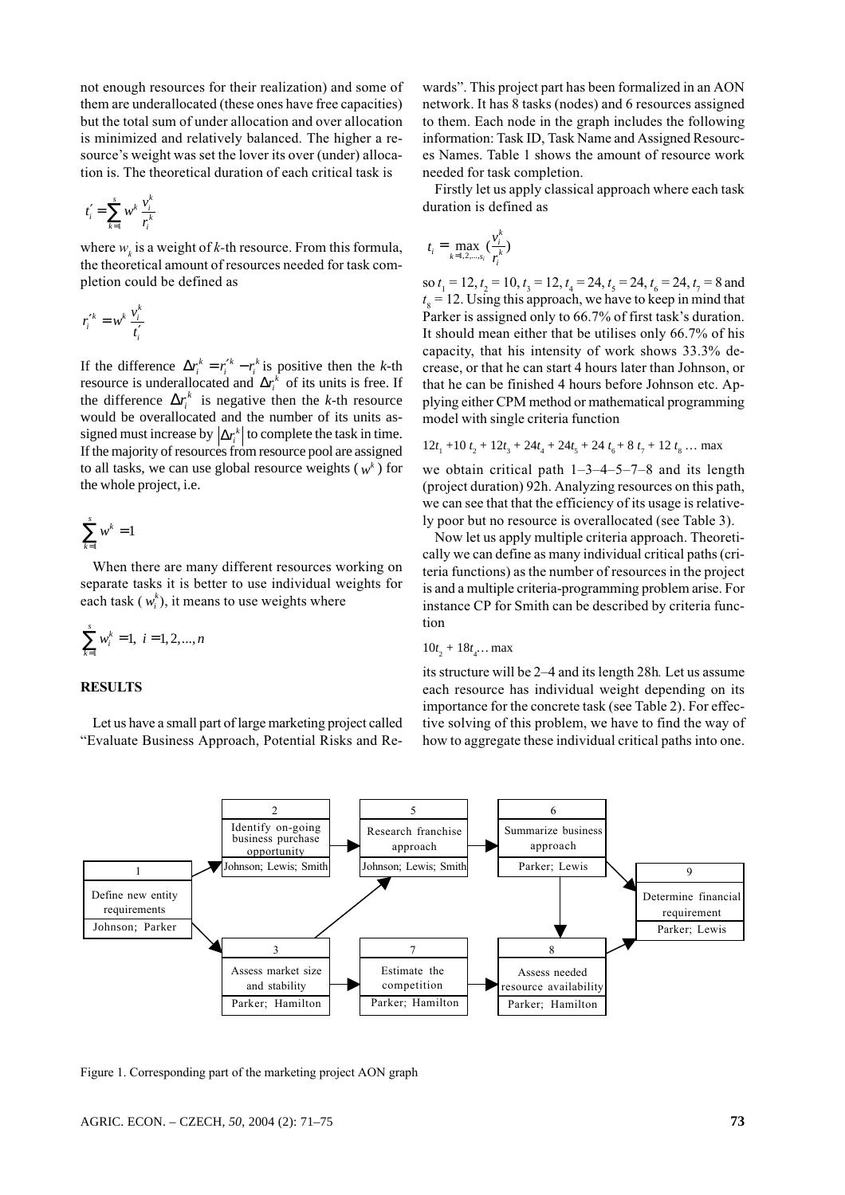not enough resources for their realization) and some of them are underallocated (these ones have free capacities) but the total sum of under allocation and over allocation is minimized and relatively balanced. The higher a resource's weight was set the lover its over (under) allocation is. The theoretical duration of each critical task is

$$t_i' = \sum_{k=1}^{s} w^k \frac{v_i^k}{r_i^k}$$

where $w_k$ is a weight of $k$-th resource. From this formula, the theoretical amount of resources needed for task completion could be defined as

$$r_i'^k = w^k \frac{v_i^k}{t_i'}$$

If the difference $\Delta r_i^k = r_i'^k - r_i^k$ is positive then the $k$-th resource is underallocated and $\Delta r_i^k$ of its units is free. If the difference $\Delta r_i^k$ is negative then the $k$-th resource would be overallocated and the number of its units assigned must increase by $\left|\Delta r_i^k\right|$ to complete the task in time. If the majority of resources from resource pool are assigned to all tasks, we can use global resource weights ($w^k$) for the whole project, i.e.

$$\sum_{k=1}^{s} w^k = 1$$

When there are many different resources working on separate tasks it is better to use individual weights for each task ($w_i^k$), it means to use weights where

$$\sum_{k=1}^{s} w_i^k = 1, \ i = 1, 2, ..., n$$

## RESULTS

Let us have a small part of large marketing project called "Evaluate Business Approach, Potential Risks and Rewards". This project part has been formalized in an AON network. It has 8 tasks (nodes) and 6 resources assigned to them. Each node in the graph includes the following information: Task ID, Task Name and Assigned Resources Names. Table 1 shows the amount of resource work needed for task completion.

Firstly let us apply classical approach where each task duration is defined as

$$t_i = \max_{k=1,2,...,s_i} \left(\frac{v_i^k}{r_i^k}\right)$$

so $t_1 = 12$, $t_2 = 10$, $t_3 = 12$, $t_4 = 24$, $t_5 = 24$, $t_6 = 24$, $t_7 = 8$ and $t_8 = 12$. Using this approach, we have to keep in mind that Parker is assigned only to 66.7% of first task's duration. It should mean either that be utilises only 66.7% of his capacity, that his intensity of work shows 33.3% decrease, or that he can start 4 hours later than Johnson, or that he can be finished 4 hours before Johnson etc. Applying either CPM method or mathematical programming model with single criteria function

$$12t_1 + 10\,t_2 + 12t_3 + 24t_4 + 24t_5 + 24\,t_6 + 8\,t_7 + 12\,t_8 \ldots \max$$

we obtain critical path 1–3–4–5–7–8 and its length (project duration) 92h. Analyzing resources on this path, we can see that that the efficiency of its usage is relatively poor but no resource is overallocated (see Table 3).

Now let us apply multiple criteria approach. Theoretically we can define as many individual critical paths (criteria functions) as the number of resources in the project is and a multiple criteria-programming problem arise. For instance CP for Smith can be described by criteria function

$$10t_2 + 18t_4 \ldots \max$$

its structure will be 2–4 and its length 28h. Let us assume each resource has individual weight depending on its importance for the concrete task (see Table 2). For effective solving of this problem, we have to find the way of how to aggregate these individual critical paths into one.

Figure 1. Corresponding part of the marketing project AON graph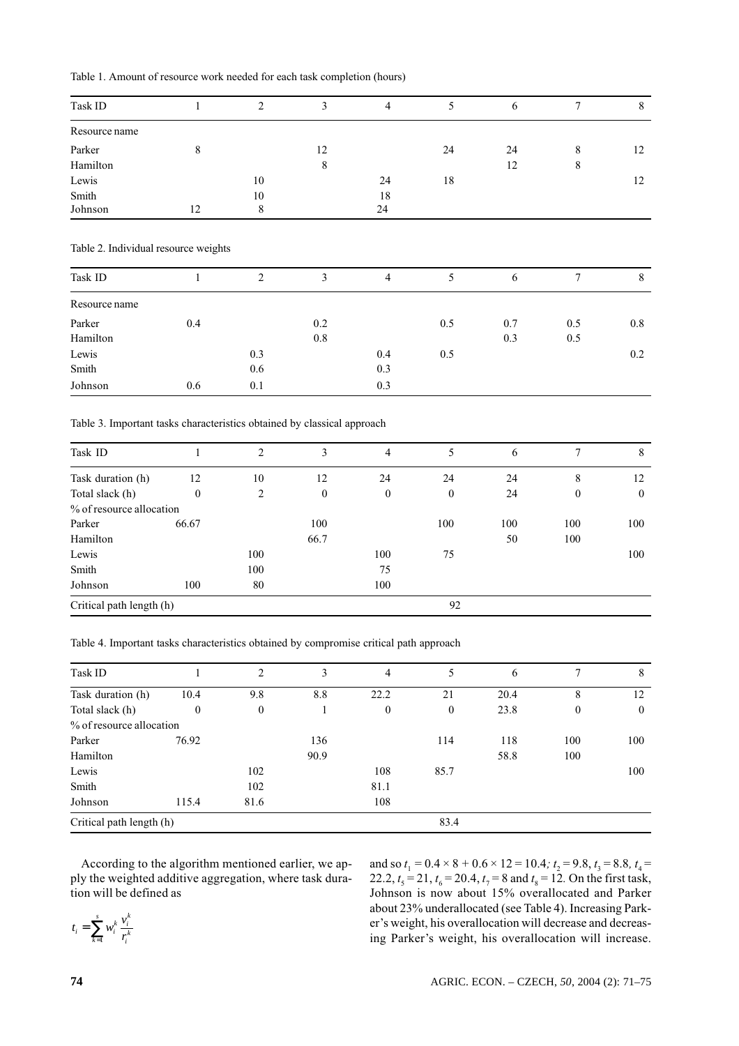Table 1. Amount of resource work needed for each task completion (hours)

| Task ID | 1 | 2 | 3 | 4 | 5 | 6 | 7 | 8 |
|---|---|---|---|---|---|---|---|---|
| Resource name | | | | | | | | |
| Parker | 8 | | 12 | | 24 | 24 | 8 | 12 |
| Hamilton | | | 8 | | | 12 | 8 | |
| Lewis | | 10 | | 24 | 18 | | | 12 |
| Smith | | 10 | | 18 | | | | |
| Johnson | 12 | 8 | | 24 | | | | |

Table 2. Individual resource weights

| Task ID | 1 | 2 | 3 | 4 | 5 | 6 | 7 | 8 |
|---|---|---|---|---|---|---|---|---|
| Resource name | | | | | | | | |
| Parker | 0.4 | | 0.2 | | 0.5 | 0.7 | 0.5 | 0.8 |
| Hamilton | | | 0.8 | | | 0.3 | 0.5 | |
| Lewis | | 0.3 | | 0.4 | 0.5 | | | 0.2 |
| Smith | | 0.6 | | 0.3 | | | | |
| Johnson | 0.6 | 0.1 | | 0.3 | | | | |

Table 3. Important tasks characteristics obtained by classical approach

| Task ID | 1 | 2 | 3 | 4 | 5 | 6 | 7 | 8 |
|---|---|---|---|---|---|---|---|---|
| Task duration (h) | 12 | 10 | 12 | 24 | 24 | 24 | 8 | 12 |
| Total slack (h) | 0 | 2 | 0 | 0 | 0 | 24 | 0 | 0 |
| % of resource allocation | | | | | | | | |
| Parker | 66.67 | | 100 | | 100 | 100 | 100 | 100 |
| Hamilton | | | 66.7 | | | 50 | 100 | |
| Lewis | | 100 | | 100 | 75 | | | 100 |
| Smith | | 100 | | 75 | | | | |
| Johnson | 100 | 80 | | 100 | | | | |
| Critical path length (h) | | | | | 92 | | | |

Table 4. Important tasks characteristics obtained by compromise critical path approach

| Task ID | 1 | 2 | 3 | 4 | 5 | 6 | 7 | 8 |
|---|---|---|---|---|---|---|---|---|
| Task duration (h) | 10.4 | 9.8 | 8.8 | 22.2 | 21 | 20.4 | 8 | 12 |
| Total slack (h) | 0 | 0 | 1 | 0 | 0 | 23.8 | 0 | 0 |
| % of resource allocation | | | | | | | | |
| Parker | 76.92 | | 136 | | 114 | 118 | 100 | 100 |
| Hamilton | | | 90.9 | | | 58.8 | 100 | |
| Lewis | | 102 | | 108 | 85.7 | | | 100 |
| Smith | | 102 | | 81.1 | | | | |
| Johnson | 115.4 | 81.6 | | 108 | | | | |
| Critical path length (h) | | | | | 83.4 | | | |

According to the algorithm mentioned earlier, we apply the weighted additive aggregation, where task duration will be defined as

$$t_i = \sum_{k=1}^{s} w_i^k \frac{v_i^k}{r_i^k}$$

and so $t_1 = 0.4 \times 8 + 0.6 \times 12 = 10.4$; $t_2 = 9.8$, $t_3 = 8.8$, $t_4 = 22.2$, $t_5 = 21$, $t_6 = 20.4$, $t_7 = 8$ and $t_8 = 12$. On the first task, Johnson is now about 15% overallocated and Parker about 23% underallocated (see Table 4). Increasing Parker's weight, his overallocation will decrease and decreasing Parker's weight, his overallocation will increase.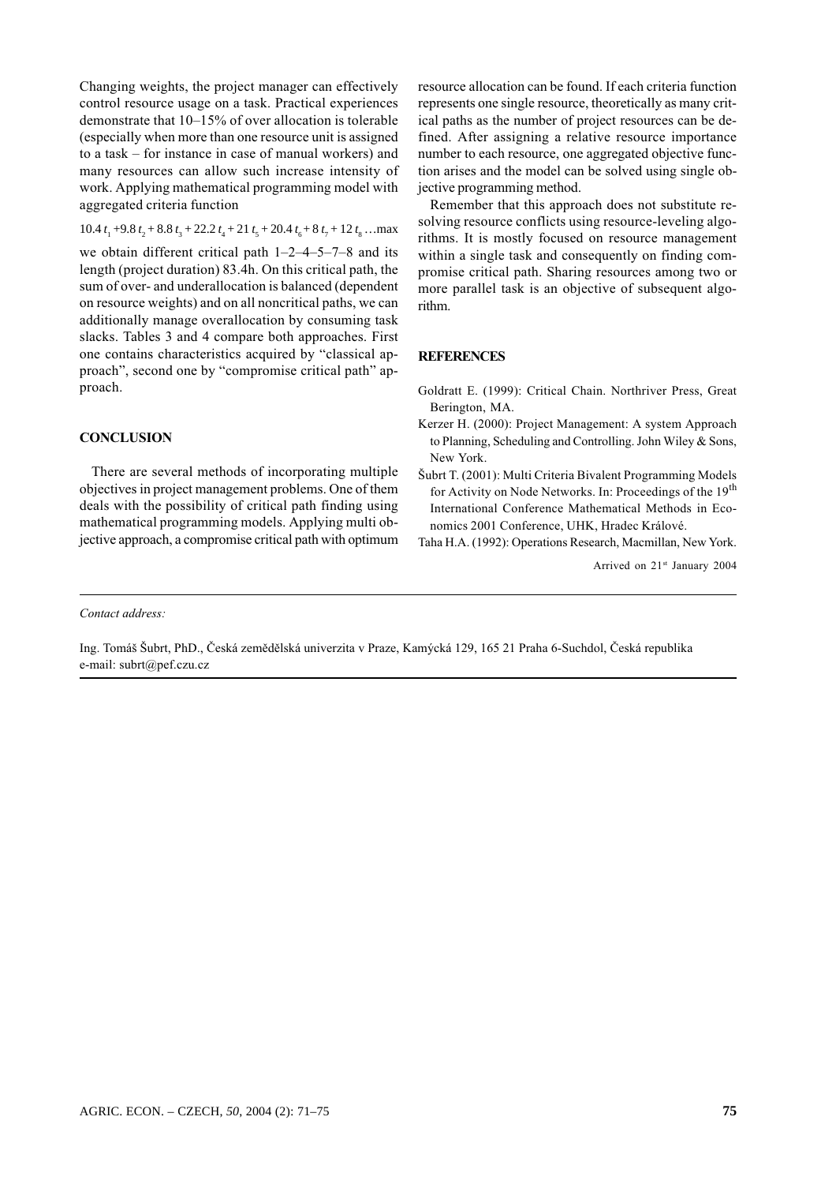Changing weights, the project manager can effectively control resource usage on a task. Practical experiences demonstrate that 10–15% of over allocation is tolerable (especially when more than one resource unit is assigned to a task – for instance in case of manual workers) and many resources can allow such increase intensity of work. Applying mathematical programming model with aggregated criteria function

$$10.4\,t_1 + 9.8\,t_2 + 8.8\,t_3 + 22.2\,t_4 + 21\,t_5 + 20.4\,t_6 + 8\,t_7 + 12\,t_8 \ldots \text{max}$$

we obtain different critical path 1–2–4–5–7–8 and its length (project duration) 83.4h. On this critical path, the sum of over- and underallocation is balanced (dependent on resource weights) and on all noncritical paths, we can additionally manage overallocation by consuming task slacks. Tables 3 and 4 compare both approaches. First one contains characteristics acquired by "classical approach", second one by "compromise critical path" approach.

## CONCLUSION

There are several methods of incorporating multiple objectives in project management problems. One of them deals with the possibility of critical path finding using mathematical programming models. Applying multi objective approach, a compromise critical path with optimum resource allocation can be found. If each criteria function represents one single resource, theoretically as many critical paths as the number of project resources can be defined. After assigning a relative resource importance number to each resource, one aggregated objective function arises and the model can be solved using single objective programming method.

Remember that this approach does not substitute resolving resource conflicts using resource-leveling algorithms. It is mostly focused on resource management within a single task and consequently on finding compromise critical path. Sharing resources among two or more parallel task is an objective of subsequent algorithm.

## REFERENCES

Goldratt E. (1999): Critical Chain. Northriver Press, Great Berington, MA.

Kerzer H. (2000): Project Management: A system Approach to Planning, Scheduling and Controlling. John Wiley & Sons, New York.

Šubrt T. (2001): Multi Criteria Bivalent Programming Models for Activity on Node Networks. In: Proceedings of the 19th International Conference Mathematical Methods in Economics 2001 Conference, UHK, Hradec Králové.

Taha H.A. (1992): Operations Research, Macmillan, New York.

Arrived on 21st January 2004

*Contact address:*

Ing. Tomáš Šubrt, PhD., Česká zemědělská univerzita v Praze, Kamýcká 129, 165 21 Praha 6-Suchdol, Česká republika
e-mail: subrt@pef.czu.cz